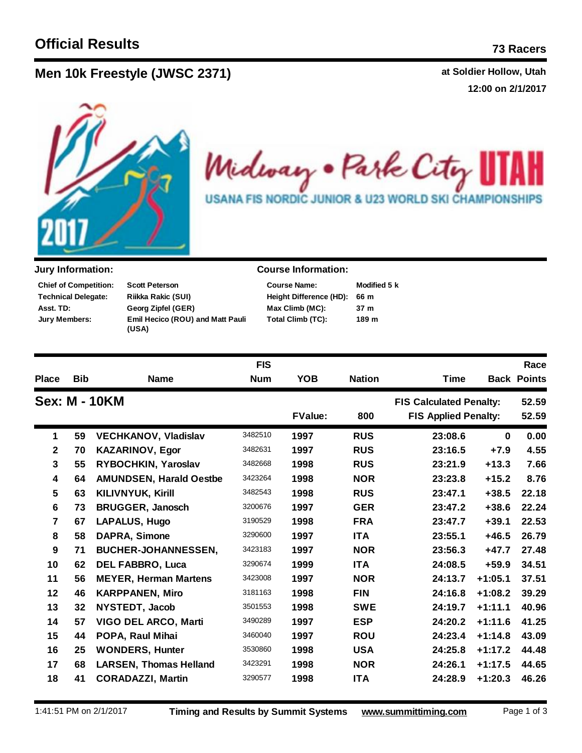# Official Results

**73 Racers**

## Men 10k Freestyle (JWSC 2371)

**at Soldier Hollow, Utah**
**12:00 on 2/1/2017**

Midway • Park City UTAH
USANA FIS NORDIC JUNIOR & U23 WORLD SKI CHAMPIONSHIPS
2017

### Jury Information:

| | |
|---|---|
| **Chief of Competition:** | Scott Peterson |
| **Technical Delegate:** | Riikka Rakic (SUI) |
| **Asst. TD:** | Georg Zipfel (GER) |
| **Jury Members:** | Emil Hecico (ROU) and Matt Pauli (USA) |

### Course Information:

| | |
|---|---|
| **Course Name:** | Modified 5 k |
| **Height Difference (HD):** | 66 m |
| **Max Climb (MC):** | 37 m |
| **Total Climb (TC):** | 189 m |

| Place | Bib | Name | FIS Num | YOB | Nation | Time | Back | Race Points |
|---|---|---|---|---|---|---|---|---|
| **Sex: M - 10KM** | | | | | | FIS Calculated Penalty: | | 52.59 |
| | | | | FValue: | 800 | FIS Applied Penalty: | | 52.59 |
| 1 | 59 | VECHKANOV, Vladislav | 3482510 | 1997 | RUS | 23:08.6 | 0 | 0.00 |
| 2 | 70 | KAZARINOV, Egor | 3482631 | 1997 | RUS | 23:16.5 | +7.9 | 4.55 |
| 3 | 55 | RYBOCHKIN, Yaroslav | 3482668 | 1998 | RUS | 23:21.9 | +13.3 | 7.66 |
| 4 | 64 | AMUNDSEN, Harald Oestbe | 3423264 | 1998 | NOR | 23:23.8 | +15.2 | 8.76 |
| 5 | 63 | KILIVNYUK, Kirill | 3482543 | 1998 | RUS | 23:47.1 | +38.5 | 22.18 |
| 6 | 73 | BRUGGER, Janosch | 3200676 | 1997 | GER | 23:47.2 | +38.6 | 22.24 |
| 7 | 67 | LAPALUS, Hugo | 3190529 | 1998 | FRA | 23:47.7 | +39.1 | 22.53 |
| 8 | 58 | DAPRA, Simone | 3290600 | 1997 | ITA | 23:55.1 | +46.5 | 26.79 |
| 9 | 71 | BUCHER-JOHANNESSEN, | 3423183 | 1997 | NOR | 23:56.3 | +47.7 | 27.48 |
| 10 | 62 | DEL FABBRO, Luca | 3290674 | 1999 | ITA | 24:08.5 | +59.9 | 34.51 |
| 11 | 56 | MEYER, Herman Martens | 3423008 | 1997 | NOR | 24:13.7 | +1:05.1 | 37.51 |
| 12 | 46 | KARPPANEN, Miro | 3181163 | 1998 | FIN | 24:16.8 | +1:08.2 | 39.29 |
| 13 | 32 | NYSTEDT, Jacob | 3501553 | 1998 | SWE | 24:19.7 | +1:11.1 | 40.96 |
| 14 | 57 | VIGO DEL ARCO, Marti | 3490289 | 1997 | ESP | 24:20.2 | +1:11.6 | 41.25 |
| 15 | 44 | POPA, Raul Mihai | 3460040 | 1997 | ROU | 24:23.4 | +1:14.8 | 43.09 |
| 16 | 25 | WONDERS, Hunter | 3530860 | 1998 | USA | 24:25.8 | +1:17.2 | 44.48 |
| 17 | 68 | LARSEN, Thomas Helland | 3423291 | 1998 | NOR | 24:26.1 | +1:17.5 | 44.65 |
| 18 | 41 | CORADAZZI, Martin | 3290577 | 1998 | ITA | 24:28.9 | +1:20.3 | 46.26 |

1:41:51 PM on 2/1/2017 — Timing and Results by Summit Systems — www.summittiming.com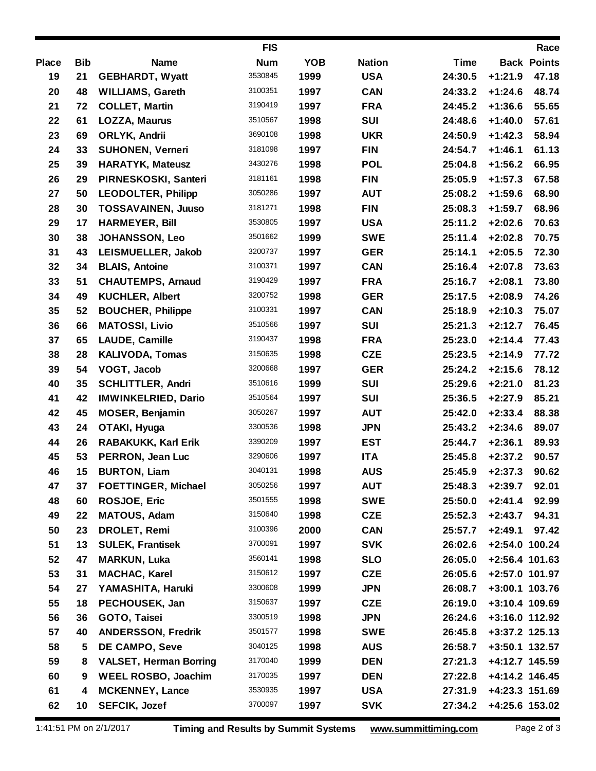| Place | Bib | Name | FIS Num | YOB | Nation | Time | Back | Race Points |
|---|---|---|---|---|---|---|---|---|
| 19 | 21 | **GEBHARDT, Wyatt** | 3530845 | 1999 | USA | 24:30.5 | +1:21.9 | 47.18 |
| 20 | 48 | **WILLIAMS, Gareth** | 3100351 | 1997 | CAN | 24:33.2 | +1:24.6 | 48.74 |
| 21 | 72 | **COLLET, Martin** | 3190419 | 1997 | FRA | 24:45.2 | +1:36.6 | 55.65 |
| 22 | 61 | **LOZZA, Maurus** | 3510567 | 1998 | SUI | 24:48.6 | +1:40.0 | 57.61 |
| 23 | 69 | **ORLYK, Andrii** | 3690108 | 1998 | UKR | 24:50.9 | +1:42.3 | 58.94 |
| 24 | 33 | **SUHONEN, Verneri** | 3181098 | 1997 | FIN | 24:54.7 | +1:46.1 | 61.13 |
| 25 | 39 | **HARATYK, Mateusz** | 3430276 | 1998 | POL | 25:04.8 | +1:56.2 | 66.95 |
| 26 | 29 | **PIRNESKOSKI, Santeri** | 3181161 | 1998 | FIN | 25:05.9 | +1:57.3 | 67.58 |
| 27 | 50 | **LEODOLTER, Philipp** | 3050286 | 1997 | AUT | 25:08.2 | +1:59.6 | 68.90 |
| 28 | 30 | **TOSSAVAINEN, Juuso** | 3181271 | 1998 | FIN | 25:08.3 | +1:59.7 | 68.96 |
| 29 | 17 | **HARMEYER, Bill** | 3530805 | 1997 | USA | 25:11.2 | +2:02.6 | 70.63 |
| 30 | 38 | **JOHANSSON, Leo** | 3501662 | 1999 | SWE | 25:11.4 | +2:02.8 | 70.75 |
| 31 | 43 | **LEISMUELLER, Jakob** | 3200737 | 1997 | GER | 25:14.1 | +2:05.5 | 72.30 |
| 32 | 34 | **BLAIS, Antoine** | 3100371 | 1997 | CAN | 25:16.4 | +2:07.8 | 73.63 |
| 33 | 51 | **CHAUTEMPS, Arnaud** | 3190429 | 1997 | FRA | 25:16.7 | +2:08.1 | 73.80 |
| 34 | 49 | **KUCHLER, Albert** | 3200752 | 1998 | GER | 25:17.5 | +2:08.9 | 74.26 |
| 35 | 52 | **BOUCHER, Philippe** | 3100331 | 1997 | CAN | 25:18.9 | +2:10.3 | 75.07 |
| 36 | 66 | **MATOSSI, Livio** | 3510566 | 1997 | SUI | 25:21.3 | +2:12.7 | 76.45 |
| 37 | 65 | **LAUDE, Camille** | 3190437 | 1998 | FRA | 25:23.0 | +2:14.4 | 77.43 |
| 38 | 28 | **KALIVODA, Tomas** | 3150635 | 1998 | CZE | 25:23.5 | +2:14.9 | 77.72 |
| 39 | 54 | **VOGT, Jacob** | 3200668 | 1997 | GER | 25:24.2 | +2:15.6 | 78.12 |
| 40 | 35 | **SCHLITTLER, Andri** | 3510616 | 1999 | SUI | 25:29.6 | +2:21.0 | 81.23 |
| 41 | 42 | **IMWINKELRIED, Dario** | 3510564 | 1997 | SUI | 25:36.5 | +2:27.9 | 85.21 |
| 42 | 45 | **MOSER, Benjamin** | 3050267 | 1997 | AUT | 25:42.0 | +2:33.4 | 88.38 |
| 43 | 24 | **OTAKI, Hyuga** | 3300536 | 1998 | JPN | 25:43.2 | +2:34.6 | 89.07 |
| 44 | 26 | **RABAKUKK, Karl Erik** | 3390209 | 1997 | EST | 25:44.7 | +2:36.1 | 89.93 |
| 45 | 53 | **PERRON, Jean Luc** | 3290606 | 1997 | ITA | 25:45.8 | +2:37.2 | 90.57 |
| 46 | 15 | **BURTON, Liam** | 3040131 | 1998 | AUS | 25:45.9 | +2:37.3 | 90.62 |
| 47 | 37 | **FOETTINGER, Michael** | 3050256 | 1997 | AUT | 25:48.3 | +2:39.7 | 92.01 |
| 48 | 60 | **ROSJOE, Eric** | 3501555 | 1998 | SWE | 25:50.0 | +2:41.4 | 92.99 |
| 49 | 22 | **MATOUS, Adam** | 3150640 | 1998 | CZE | 25:52.3 | +2:43.7 | 94.31 |
| 50 | 23 | **DROLET, Remi** | 3100396 | 2000 | CAN | 25:57.7 | +2:49.1 | 97.42 |
| 51 | 13 | **SULEK, Frantisek** | 3700091 | 1997 | SVK | 26:02.6 | +2:54.0 | 100.24 |
| 52 | 47 | **MARKUN, Luka** | 3560141 | 1998 | SLO | 26:05.0 | +2:56.4 | 101.63 |
| 53 | 31 | **MACHAC, Karel** | 3150612 | 1997 | CZE | 26:05.6 | +2:57.0 | 101.97 |
| 54 | 27 | **YAMASHITA, Haruki** | 3300608 | 1999 | JPN | 26:08.7 | +3:00.1 | 103.76 |
| 55 | 18 | **PECHOUSEK, Jan** | 3150637 | 1997 | CZE | 26:19.0 | +3:10.4 | 109.69 |
| 56 | 36 | **GOTO, Taisei** | 3300519 | 1998 | JPN | 26:24.6 | +3:16.0 | 112.92 |
| 57 | 40 | **ANDERSSON, Fredrik** | 3501577 | 1998 | SWE | 26:45.8 | +3:37.2 | 125.13 |
| 58 | 5 | **DE CAMPO, Seve** | 3040125 | 1998 | AUS | 26:58.7 | +3:50.1 | 132.57 |
| 59 | 8 | **VALSET, Herman Borring** | 3170040 | 1999 | DEN | 27:21.3 | +4:12.7 | 145.59 |
| 60 | 9 | **WEEL ROSBO, Joachim** | 3170035 | 1997 | DEN | 27:22.8 | +4:14.2 | 146.45 |
| 61 | 4 | **MCKENNEY, Lance** | 3530935 | 1997 | USA | 27:31.9 | +4:23.3 | 151.69 |
| 62 | 10 | **SEFCIK, Jozef** | 3700097 | 1997 | SVK | 27:34.2 | +4:25.6 | 153.02 |

1:41:51 PM on 2/1/2017 **Timing and Results by Summit Systems** www.summittiming.com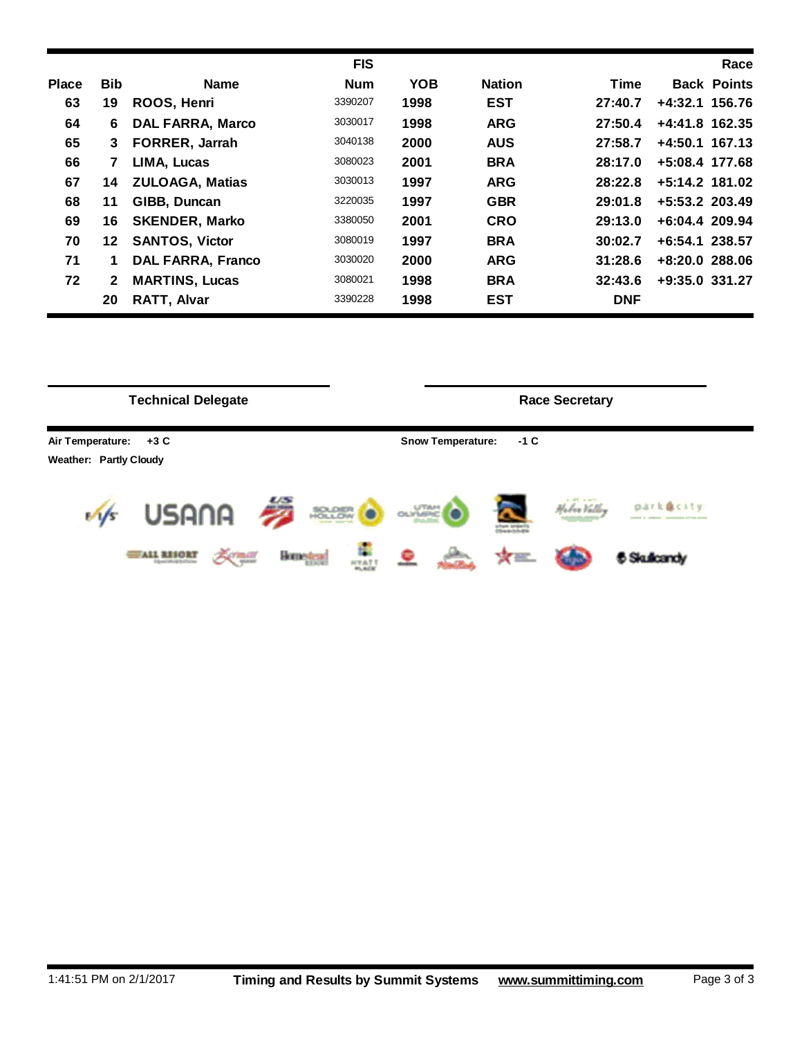| Place | Bib | Name | FIS Num | YOB | Nation | Time | Back | Race Points |
|---|---|---|---|---|---|---|---|---|
| 63 | 19 | ROOS, Henri | 3390207 | 1998 | EST | 27:40.7 | +4:32.1 | 156.76 |
| 64 | 6 | DAL FARRA, Marco | 3030017 | 1998 | ARG | 27:50.4 | +4:41.8 | 162.35 |
| 65 | 3 | FORRER, Jarrah | 3040138 | 2000 | AUS | 27:58.7 | +4:50.1 | 167.13 |
| 66 | 7 | LIMA, Lucas | 3080023 | 2001 | BRA | 28:17.0 | +5:08.4 | 177.68 |
| 67 | 14 | ZULOAGA, Matias | 3030013 | 1997 | ARG | 28:22.8 | +5:14.2 | 181.02 |
| 68 | 11 | GIBB, Duncan | 3220035 | 1997 | GBR | 29:01.8 | +5:53.2 | 203.49 |
| 69 | 16 | SKENDER, Marko | 3380050 | 2001 | CRO | 29:13.0 | +6:04.4 | 209.94 |
| 70 | 12 | SANTOS, Victor | 3080019 | 1997 | BRA | 30:02.7 | +6:54.1 | 238.57 |
| 71 | 1 | DAL FARRA, Franco | 3030020 | 2000 | ARG | 31:28.6 | +8:20.0 | 288.06 |
| 72 | 2 | MARTINS, Lucas | 3080021 | 1998 | BRA | 32:43.6 | +9:35.0 | 331.27 |
|  | 20 | RATT, Alvar | 3390228 | 1998 | EST | DNF |  |  |

**Technical Delegate**

**Race Secretary**

**Air Temperature:** +3 C

**Snow Temperature:** -1 C

**Weather:** Partly Cloudy

1:41:51 PM on 2/1/2017 — **Timing and Results by Summit Systems** — www.summittiming.com